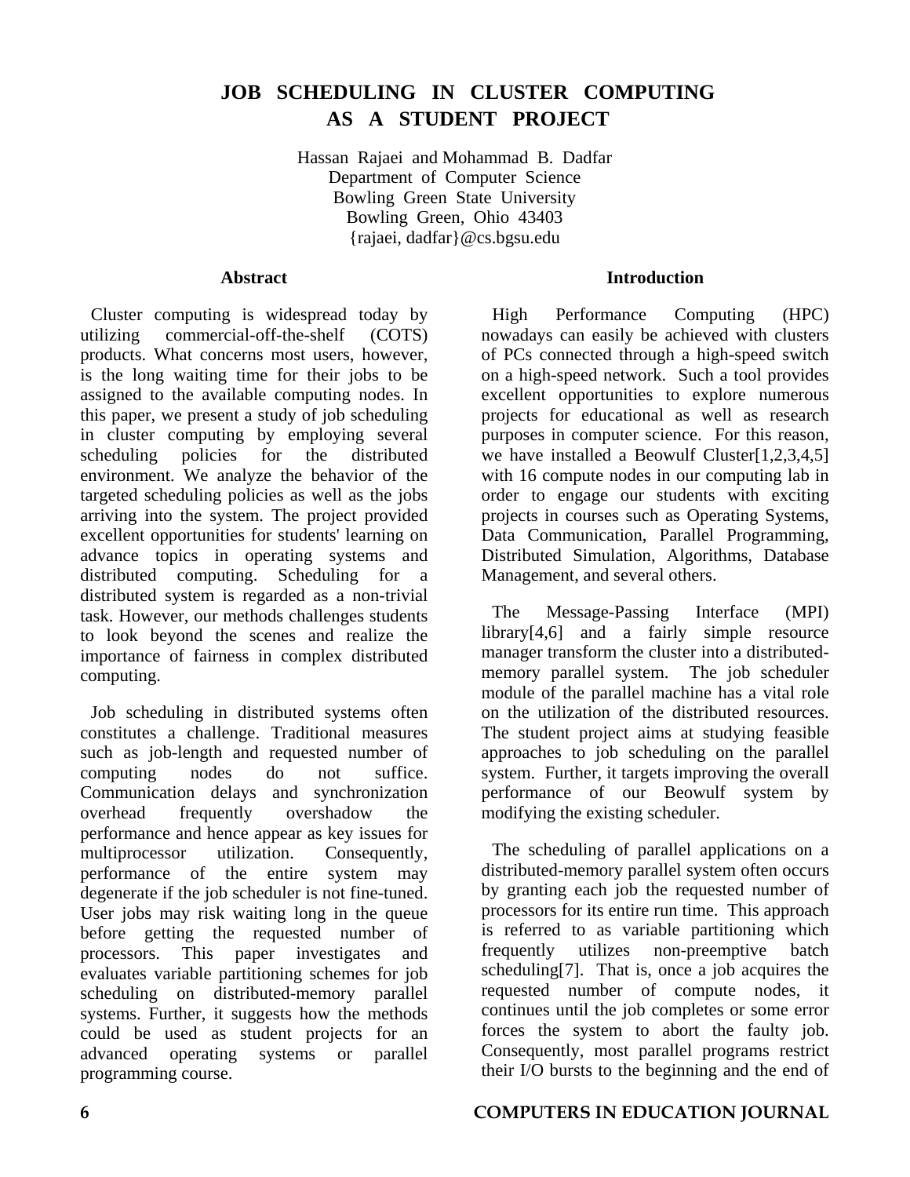# JOB SCHEDULING IN CLUSTER COMPUTING AS A STUDENT PROJECT

Hassan Rajaei and Mohammad B. Dadfar
Department of Computer Science
Bowling Green State University
Bowling Green, Ohio 43403
{rajaei, dadfar}@cs.bgsu.edu

## Abstract

Cluster computing is widespread today by utilizing commercial-off-the-shelf (COTS) products. What concerns most users, however, is the long waiting time for their jobs to be assigned to the available computing nodes. In this paper, we present a study of job scheduling in cluster computing by employing several scheduling policies for the distributed environment. We analyze the behavior of the targeted scheduling policies as well as the jobs arriving into the system. The project provided excellent opportunities for students' learning on advance topics in operating systems and distributed computing. Scheduling for a distributed system is regarded as a non-trivial task. However, our methods challenges students to look beyond the scenes and realize the importance of fairness in complex distributed computing.

Job scheduling in distributed systems often constitutes a challenge. Traditional measures such as job-length and requested number of computing nodes do not suffice. Communication delays and synchronization overhead frequently overshadow the performance and hence appear as key issues for multiprocessor utilization. Consequently, performance of the entire system may degenerate if the job scheduler is not fine-tuned. User jobs may risk waiting long in the queue before getting the requested number of processors. This paper investigates and evaluates variable partitioning schemes for job scheduling on distributed-memory parallel systems. Further, it suggests how the methods could be used as student projects for an advanced operating systems or parallel programming course.

## Introduction

High Performance Computing (HPC) nowadays can easily be achieved with clusters of PCs connected through a high-speed switch on a high-speed network. Such a tool provides excellent opportunities to explore numerous projects for educational as well as research purposes in computer science. For this reason, we have installed a Beowulf Cluster[1,2,3,4,5] with 16 compute nodes in our computing lab in order to engage our students with exciting projects in courses such as Operating Systems, Data Communication, Parallel Programming, Distributed Simulation, Algorithms, Database Management, and several others.

The Message-Passing Interface (MPI) library[4,6] and a fairly simple resource manager transform the cluster into a distributed-memory parallel system. The job scheduler module of the parallel machine has a vital role on the utilization of the distributed resources. The student project aims at studying feasible approaches to job scheduling on the parallel system. Further, it targets improving the overall performance of our Beowulf system by modifying the existing scheduler.

The scheduling of parallel applications on a distributed-memory parallel system often occurs by granting each job the requested number of processors for its entire run time. This approach is referred to as variable partitioning which frequently utilizes non-preemptive batch scheduling[7]. That is, once a job acquires the requested number of compute nodes, it continues until the job completes or some error forces the system to abort the faulty job. Consequently, most parallel programs restrict their I/O bursts to the beginning and the end of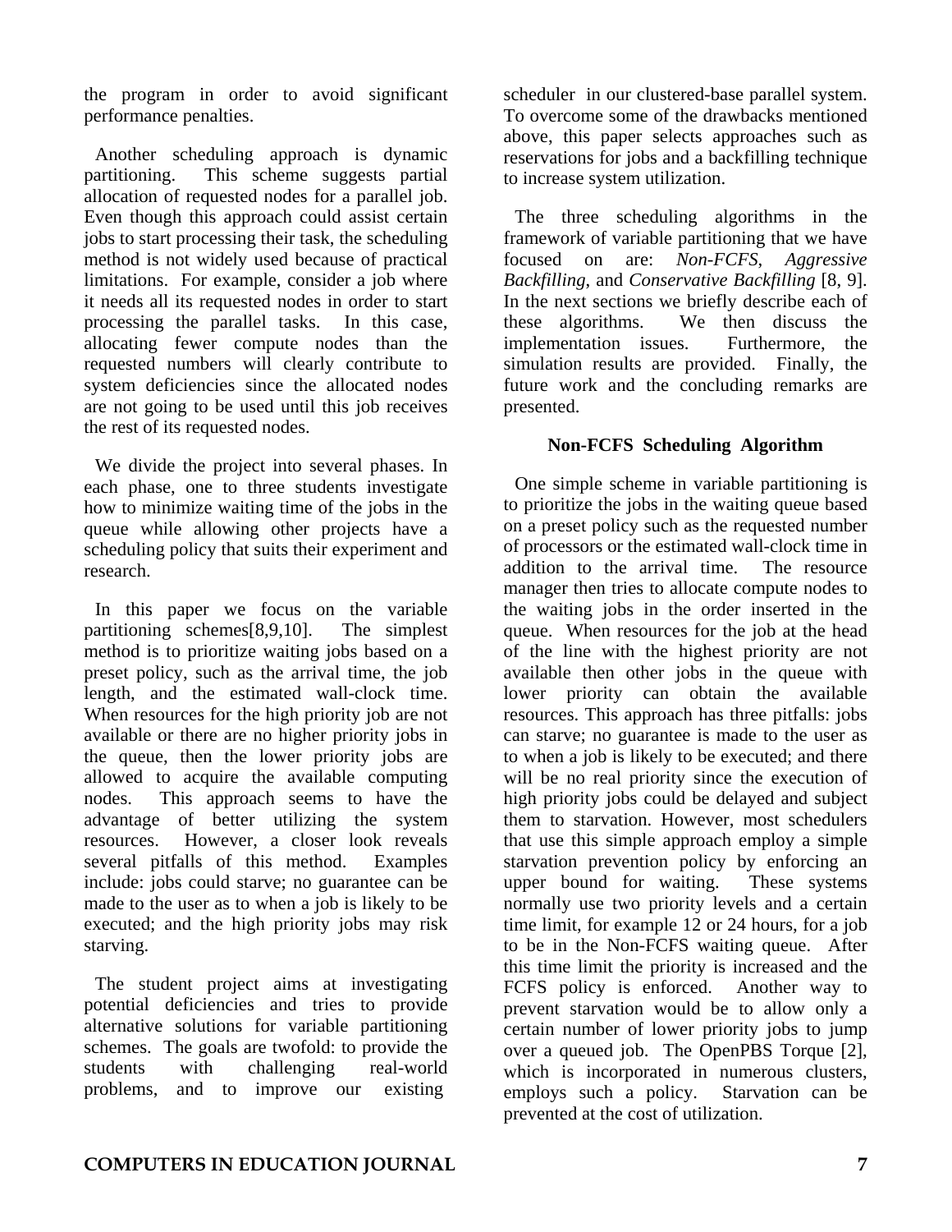the program in order to avoid significant performance penalties.

Another scheduling approach is dynamic partitioning. This scheme suggests partial allocation of requested nodes for a parallel job. Even though this approach could assist certain jobs to start processing their task, the scheduling method is not widely used because of practical limitations. For example, consider a job where it needs all its requested nodes in order to start processing the parallel tasks. In this case, allocating fewer compute nodes than the requested numbers will clearly contribute to system deficiencies since the allocated nodes are not going to be used until this job receives the rest of its requested nodes.

We divide the project into several phases. In each phase, one to three students investigate how to minimize waiting time of the jobs in the queue while allowing other projects have a scheduling policy that suits their experiment and research.

In this paper we focus on the variable partitioning schemes[8,9,10]. The simplest method is to prioritize waiting jobs based on a preset policy, such as the arrival time, the job length, and the estimated wall-clock time. When resources for the high priority job are not available or there are no higher priority jobs in the queue, then the lower priority jobs are allowed to acquire the available computing nodes. This approach seems to have the advantage of better utilizing the system resources. However, a closer look reveals several pitfalls of this method. Examples include: jobs could starve; no guarantee can be made to the user as to when a job is likely to be executed; and the high priority jobs may risk starving.

The student project aims at investigating potential deficiencies and tries to provide alternative solutions for variable partitioning schemes. The goals are twofold: to provide the students with challenging real-world problems, and to improve our existing scheduler in our clustered-base parallel system. To overcome some of the drawbacks mentioned above, this paper selects approaches such as reservations for jobs and a backfilling technique to increase system utilization.

The three scheduling algorithms in the framework of variable partitioning that we have focused on are: *Non-FCFS*, *Aggressive Backfilling*, and *Conservative Backfilling* [8, 9]. In the next sections we briefly describe each of these algorithms. We then discuss the implementation issues. Furthermore, the simulation results are provided. Finally, the future work and the concluding remarks are presented.

## Non-FCFS Scheduling Algorithm

One simple scheme in variable partitioning is to prioritize the jobs in the waiting queue based on a preset policy such as the requested number of processors or the estimated wall-clock time in addition to the arrival time. The resource manager then tries to allocate compute nodes to the waiting jobs in the order inserted in the queue. When resources for the job at the head of the line with the highest priority are not available then other jobs in the queue with lower priority can obtain the available resources. This approach has three pitfalls: jobs can starve; no guarantee is made to the user as to when a job is likely to be executed; and there will be no real priority since the execution of high priority jobs could be delayed and subject them to starvation. However, most schedulers that use this simple approach employ a simple starvation prevention policy by enforcing an upper bound for waiting. These systems normally use two priority levels and a certain time limit, for example 12 or 24 hours, for a job to be in the Non-FCFS waiting queue. After this time limit the priority is increased and the FCFS policy is enforced. Another way to prevent starvation would be to allow only a certain number of lower priority jobs to jump over a queued job. The OpenPBS Torque [2], which is incorporated in numerous clusters, employs such a policy. Starvation can be prevented at the cost of utilization.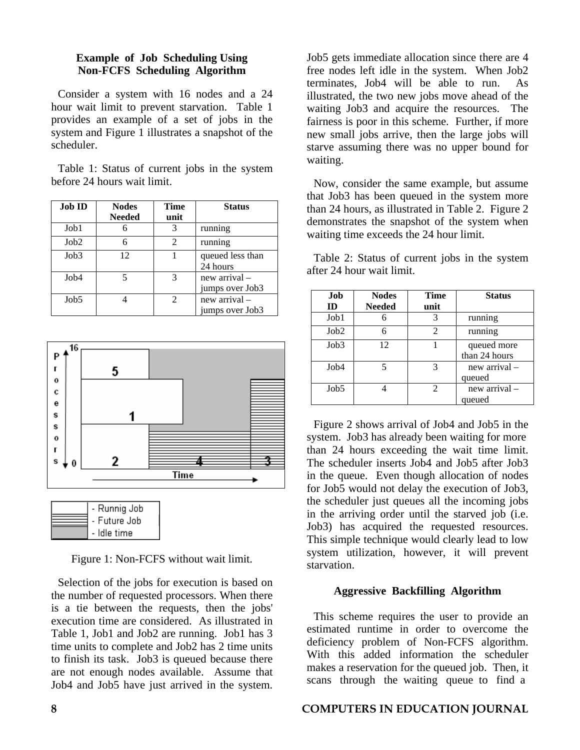### Example of Job Scheduling Using Non-FCFS Scheduling Algorithm

Consider a system with 16 nodes and a 24 hour wait limit to prevent starvation. Table 1 provides an example of a set of jobs in the system and Figure 1 illustrates a snapshot of the scheduler.

Table 1: Status of current jobs in the system before 24 hours wait limit.

| Job ID | Nodes Needed | Time unit | Status |
|---|---|---|---|
| Job1 | 6 | 3 | running |
| Job2 | 6 | 2 | running |
| Job3 | 12 | 1 | queued less than 24 hours |
| Job4 | 5 | 3 | new arrival – jumps over Job3 |
| Job5 | 4 | 2 | new arrival – jumps over Job3 |

Figure 1: Non-FCFS without wait limit.

Selection of the jobs for execution is based on the number of requested processors. When there is a tie between the requests, then the jobs' execution time are considered. As illustrated in Table 1, Job1 and Job2 are running. Job1 has 3 time units to complete and Job2 has 2 time units to finish its task. Job3 is queued because there are not enough nodes available. Assume that Job4 and Job5 have just arrived in the system. Job5 gets immediate allocation since there are 4 free nodes left idle in the system. When Job2 terminates, Job4 will be able to run. As illustrated, the two new jobs move ahead of the waiting Job3 and acquire the resources. The fairness is poor in this scheme. Further, if more new small jobs arrive, then the large jobs will starve assuming there was no upper bound for waiting.

Now, consider the same example, but assume that Job3 has been queued in the system more than 24 hours, as illustrated in Table 2. Figure 2 demonstrates the snapshot of the system when waiting time exceeds the 24 hour limit.

Table 2: Status of current jobs in the system after 24 hour wait limit.

| Job ID | Nodes Needed | Time unit | Status |
|---|---|---|---|
| Job1 | 6 | 3 | running |
| Job2 | 6 | 2 | running |
| Job3 | 12 | 1 | queued more than 24 hours |
| Job4 | 5 | 3 | new arrival – queued |
| Job5 | 4 | 2 | new arrival – queued |

Figure 2 shows arrival of Job4 and Job5 in the system. Job3 has already been waiting for more than 24 hours exceeding the wait time limit. The scheduler inserts Job4 and Job5 after Job3 in the queue. Even though allocation of nodes for Job5 would not delay the execution of Job3, the scheduler just queues all the incoming jobs in the arriving order until the starved job (i.e. Job3) has acquired the requested resources. This simple technique would clearly lead to low system utilization, however, it will prevent starvation.

### Aggressive Backfilling Algorithm

This scheme requires the user to provide an estimated runtime in order to overcome the deficiency problem of Non-FCFS algorithm. With this added information the scheduler makes a reservation for the queued job. Then, it scans through the waiting queue to find a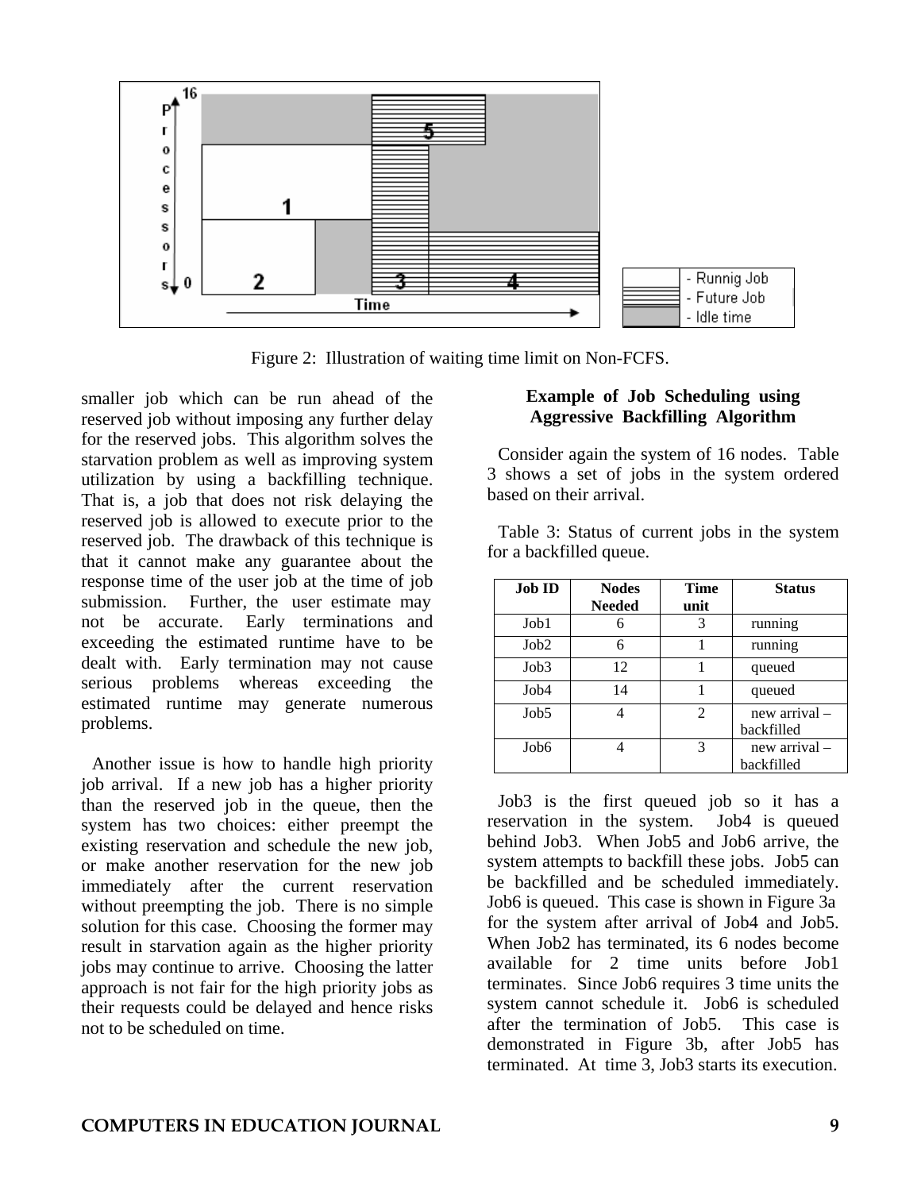Figure 2: Illustration of waiting time limit on Non-FCFS.

smaller job which can be run ahead of the reserved job without imposing any further delay for the reserved jobs. This algorithm solves the starvation problem as well as improving system utilization by using a backfilling technique. That is, a job that does not risk delaying the reserved job is allowed to execute prior to the reserved job. The drawback of this technique is that it cannot make any guarantee about the response time of the user job at the time of job submission. Further, the user estimate may not be accurate. Early terminations and exceeding the estimated runtime have to be dealt with. Early termination may not cause serious problems whereas exceeding the estimated runtime may generate numerous problems.

Another issue is how to handle high priority job arrival. If a new job has a higher priority than the reserved job in the queue, then the system has two choices: either preempt the existing reservation and schedule the new job, or make another reservation for the new job immediately after the current reservation without preempting the job. There is no simple solution for this case. Choosing the former may result in starvation again as the higher priority jobs may continue to arrive. Choosing the latter approach is not fair for the high priority jobs as their requests could be delayed and hence risks not to be scheduled on time.

### Example of Job Scheduling using Aggressive Backfilling Algorithm

Consider again the system of 16 nodes. Table 3 shows a set of jobs in the system ordered based on their arrival.

Table 3: Status of current jobs in the system for a backfilled queue.

| Job ID | Nodes Needed | Time unit | Status |
|---|---|---|---|
| Job1 | 6 | 3 | running |
| Job2 | 6 | 1 | running |
| Job3 | 12 | 1 | queued |
| Job4 | 14 | 1 | queued |
| Job5 | 4 | 2 | new arrival – backfilled |
| Job6 | 4 | 3 | new arrival – backfilled |

Job3 is the first queued job so it has a reservation in the system. Job4 is queued behind Job3. When Job5 and Job6 arrive, the system attempts to backfill these jobs. Job5 can be backfilled and be scheduled immediately. Job6 is queued. This case is shown in Figure 3a for the system after arrival of Job4 and Job5. When Job2 has terminated, its 6 nodes become available for 2 time units before Job1 terminates. Since Job6 requires 3 time units the system cannot schedule it. Job6 is scheduled after the termination of Job5. This case is demonstrated in Figure 3b, after Job5 has terminated. At time 3, Job3 starts its execution.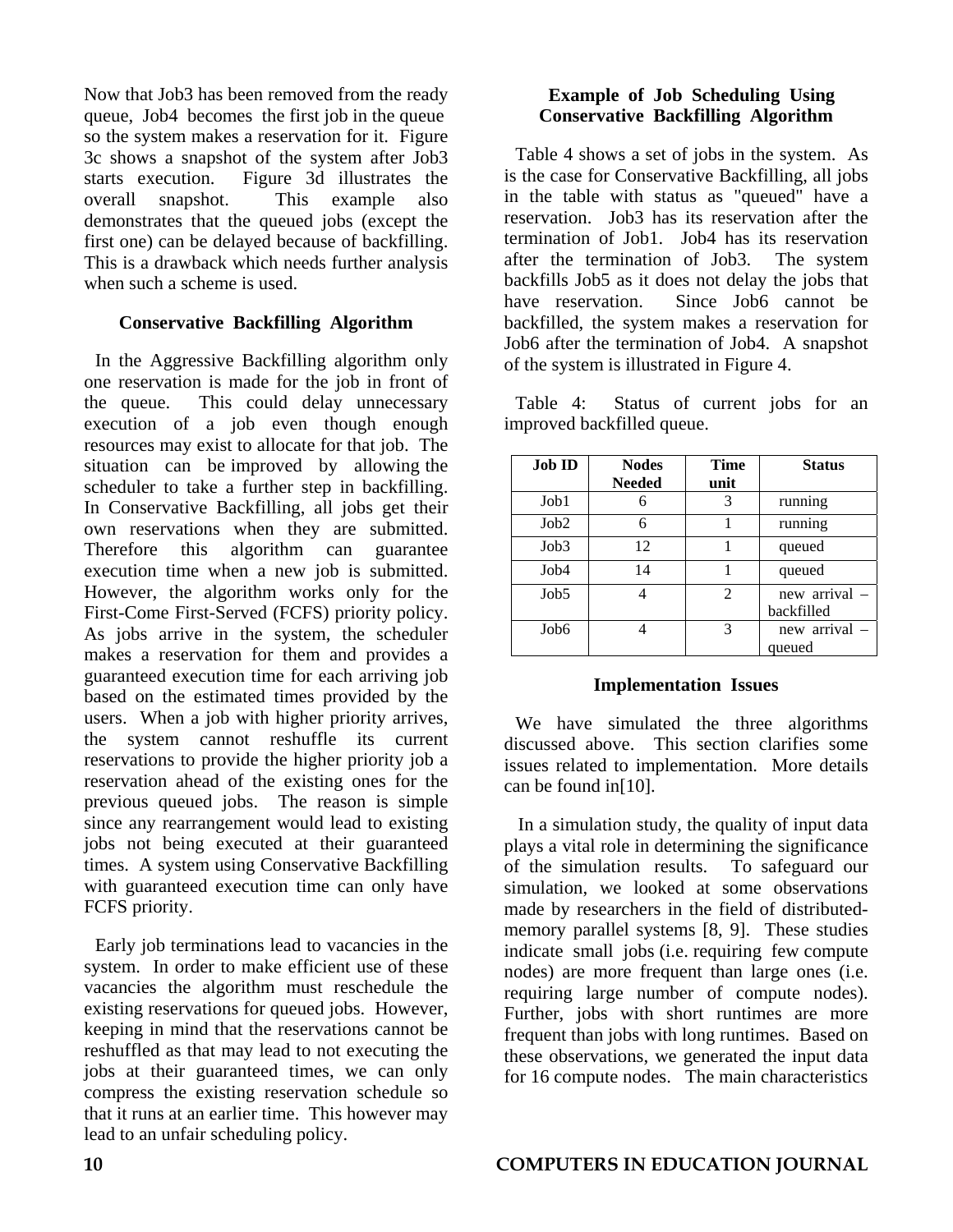Now that Job3 has been removed from the ready queue, Job4 becomes the first job in the queue so the system makes a reservation for it. Figure 3c shows a snapshot of the system after Job3 starts execution. Figure 3d illustrates the overall snapshot. This example also demonstrates that the queued jobs (except the first one) can be delayed because of backfilling. This is a drawback which needs further analysis when such a scheme is used.

### Conservative Backfilling Algorithm

In the Aggressive Backfilling algorithm only one reservation is made for the job in front of the queue. This could delay unnecessary execution of a job even though enough resources may exist to allocate for that job. The situation can be improved by allowing the scheduler to take a further step in backfilling. In Conservative Backfilling, all jobs get their own reservations when they are submitted. Therefore this algorithm can guarantee execution time when a new job is submitted. However, the algorithm works only for the First-Come First-Served (FCFS) priority policy. As jobs arrive in the system, the scheduler makes a reservation for them and provides a guaranteed execution time for each arriving job based on the estimated times provided by the users. When a job with higher priority arrives, the system cannot reshuffle its current reservations to provide the higher priority job a reservation ahead of the existing ones for the previous queued jobs. The reason is simple since any rearrangement would lead to existing jobs not being executed at their guaranteed times. A system using Conservative Backfilling with guaranteed execution time can only have FCFS priority.

Early job terminations lead to vacancies in the system. In order to make efficient use of these vacancies the algorithm must reschedule the existing reservations for queued jobs. However, keeping in mind that the reservations cannot be reshuffled as that may lead to not executing the jobs at their guaranteed times, we can only compress the existing reservation schedule so that it runs at an earlier time. This however may lead to an unfair scheduling policy.

### Example of Job Scheduling Using Conservative Backfilling Algorithm

Table 4 shows a set of jobs in the system. As is the case for Conservative Backfilling, all jobs in the table with status as "queued" have a reservation. Job3 has its reservation after the termination of Job1. Job4 has its reservation after the termination of Job3. The system backfills Job5 as it does not delay the jobs that have reservation. Since Job6 cannot be backfilled, the system makes a reservation for Job6 after the termination of Job4. A snapshot of the system is illustrated in Figure 4.

Table 4: Status of current jobs for an improved backfilled queue.

| Job ID | Nodes Needed | Time unit | Status |
|---|---|---|---|
| Job1 | 6 | 3 | running |
| Job2 | 6 | 1 | running |
| Job3 | 12 | 1 | queued |
| Job4 | 14 | 1 | queued |
| Job5 | 4 | 2 | new arrival – backfilled |
| Job6 | 4 | 3 | new arrival – queued |

### Implementation Issues

We have simulated the three algorithms discussed above. This section clarifies some issues related to implementation. More details can be found in[10].

In a simulation study, the quality of input data plays a vital role in determining the significance of the simulation results. To safeguard our simulation, we looked at some observations made by researchers in the field of distributed-memory parallel systems [8, 9]. These studies indicate small jobs (i.e. requiring few compute nodes) are more frequent than large ones (i.e. requiring large number of compute nodes). Further, jobs with short runtimes are more frequent than jobs with long runtimes. Based on these observations, we generated the input data for 16 compute nodes. The main characteristics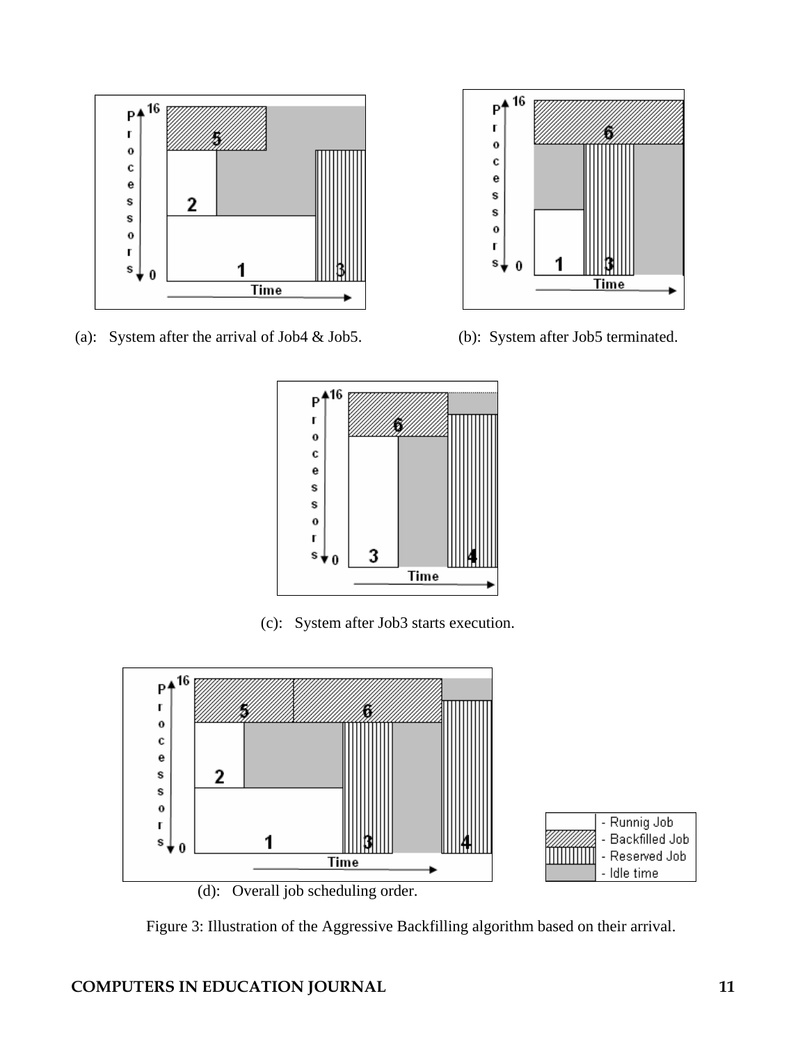(a): System after the arrival of Job4 & Job5.

(b): System after Job5 terminated.

(c): System after Job3 starts execution.

(d): Overall job scheduling order.

Figure 3: Illustration of the Aggressive Backfilling algorithm based on their arrival.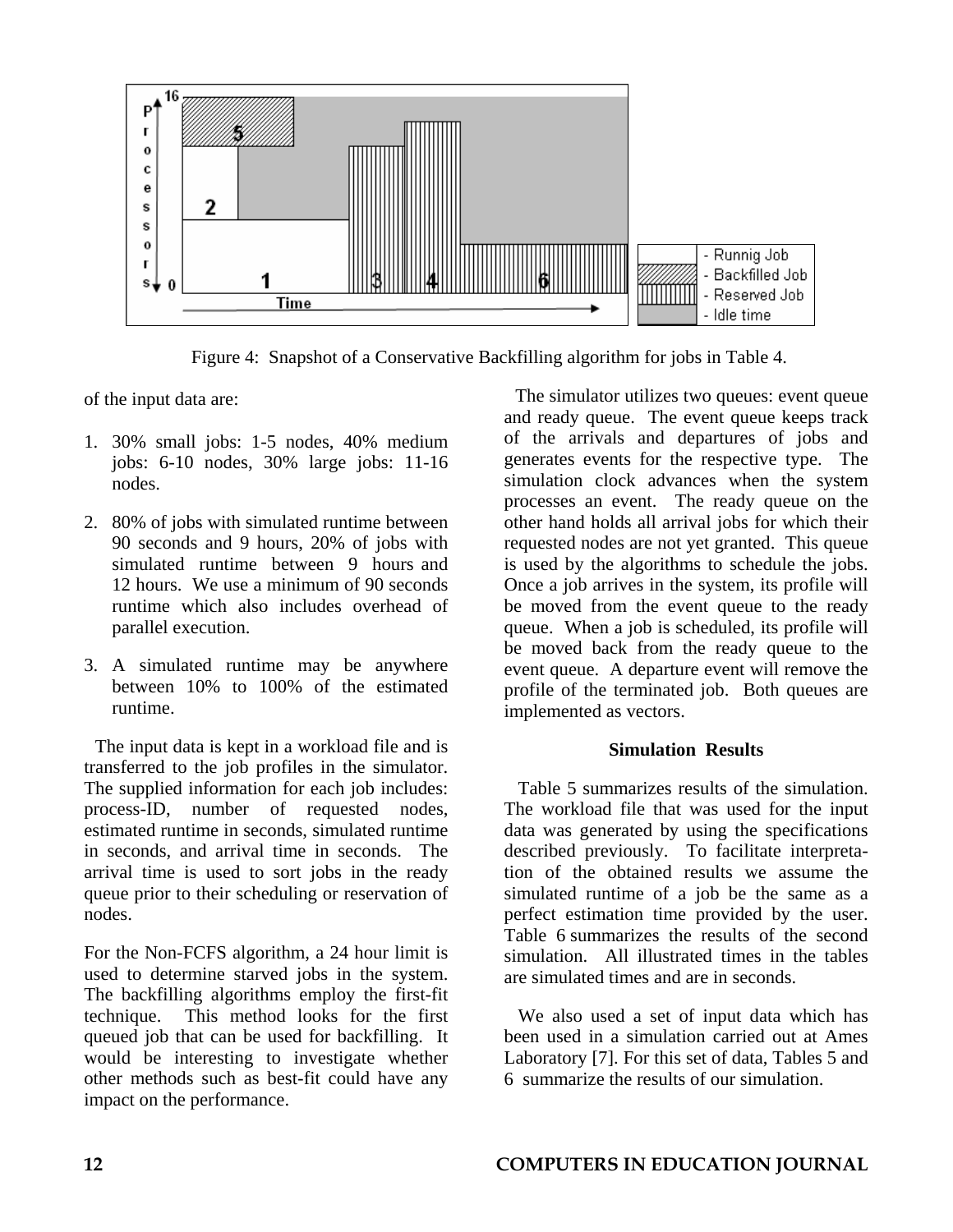Figure 4: Snapshot of a Conservative Backfilling algorithm for jobs in Table 4.

of the input data are:

1. 30% small jobs: 1-5 nodes, 40% medium jobs: 6-10 nodes, 30% large jobs: 11-16 nodes.

2. 80% of jobs with simulated runtime between 90 seconds and 9 hours, 20% of jobs with simulated runtime between 9 hours and 12 hours. We use a minimum of 90 seconds runtime which also includes overhead of parallel execution.

3. A simulated runtime may be anywhere between 10% to 100% of the estimated runtime.

The input data is kept in a workload file and is transferred to the job profiles in the simulator. The supplied information for each job includes: process-ID, number of requested nodes, estimated runtime in seconds, simulated runtime in seconds, and arrival time in seconds. The arrival time is used to sort jobs in the ready queue prior to their scheduling or reservation of nodes.

For the Non-FCFS algorithm, a 24 hour limit is used to determine starved jobs in the system. The backfilling algorithms employ the first-fit technique. This method looks for the first queued job that can be used for backfilling. It would be interesting to investigate whether other methods such as best-fit could have any impact on the performance.

The simulator utilizes two queues: event queue and ready queue. The event queue keeps track of the arrivals and departures of jobs and generates events for the respective type. The simulation clock advances when the system processes an event. The ready queue on the other hand holds all arrival jobs for which their requested nodes are not yet granted. This queue is used by the algorithms to schedule the jobs. Once a job arrives in the system, its profile will be moved from the event queue to the ready queue. When a job is scheduled, its profile will be moved back from the ready queue to the event queue. A departure event will remove the profile of the terminated job. Both queues are implemented as vectors.

## Simulation Results

Table 5 summarizes results of the simulation. The workload file that was used for the input data was generated by using the specifications described previously. To facilitate interpretation of the obtained results we assume the simulated runtime of a job be the same as a perfect estimation time provided by the user. Table 6 summarizes the results of the second simulation. All illustrated times in the tables are simulated times and are in seconds.

We also used a set of input data which has been used in a simulation carried out at Ames Laboratory [7]. For this set of data, Tables 5 and 6 summarize the results of our simulation.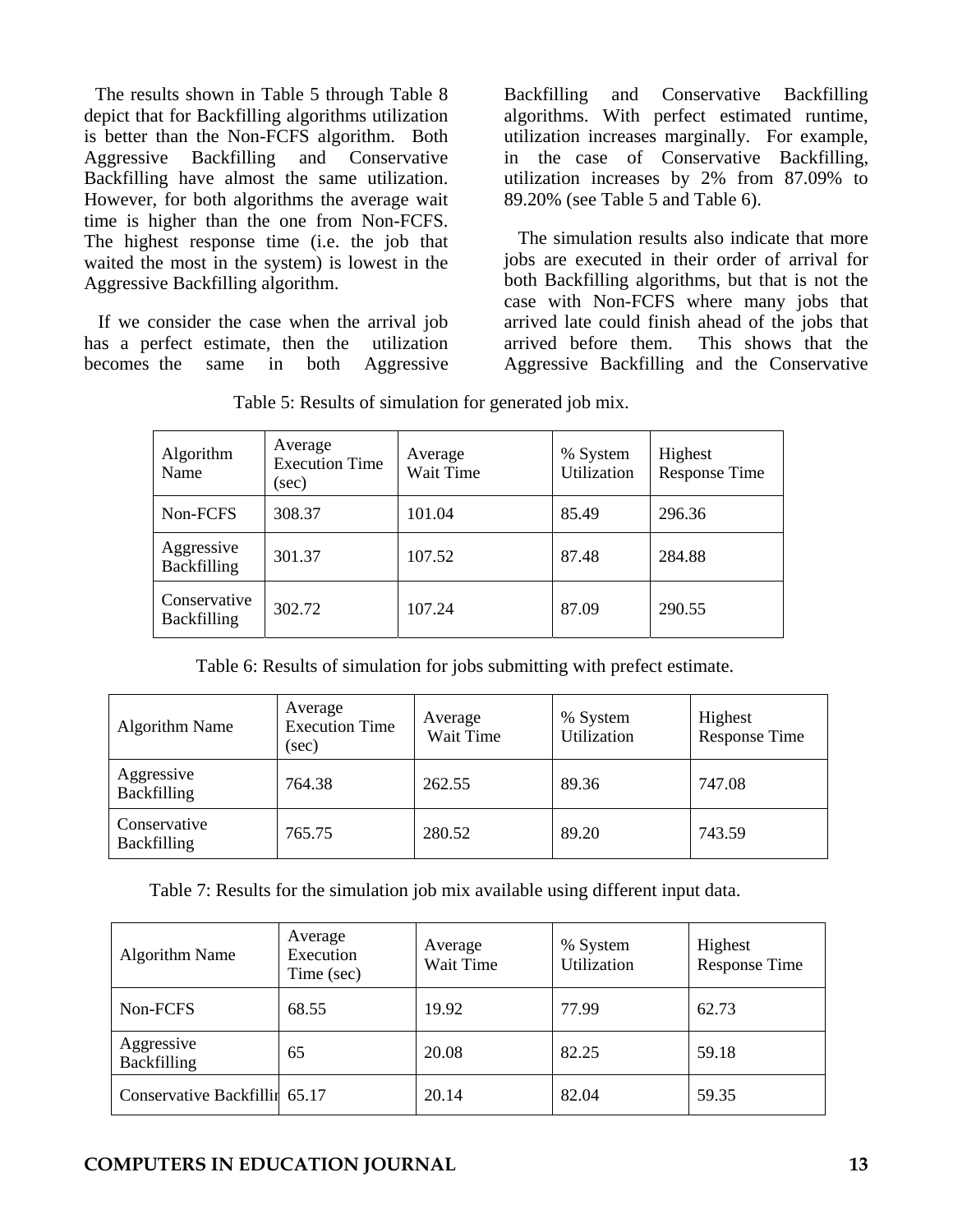The results shown in Table 5 through Table 8 depict that for Backfilling algorithms utilization is better than the Non-FCFS algorithm. Both Aggressive Backfilling and Conservative Backfilling have almost the same utilization. However, for both algorithms the average wait time is higher than the one from Non-FCFS. The highest response time (i.e. the job that waited the most in the system) is lowest in the Aggressive Backfilling algorithm.

If we consider the case when the arrival job has a perfect estimate, then the utilization becomes the same in both Aggressive Backfilling and Conservative Backfilling algorithms. With perfect estimated runtime, utilization increases marginally. For example, in the case of Conservative Backfilling, utilization increases by 2% from 87.09% to 89.20% (see Table 5 and Table 6).

The simulation results also indicate that more jobs are executed in their order of arrival for both Backfilling algorithms, but that is not the case with Non-FCFS where many jobs that arrived late could finish ahead of the jobs that arrived before them. This shows that the Aggressive Backfilling and the Conservative

Table 5: Results of simulation for generated job mix.

| Algorithm Name | Average Execution Time (sec) | Average Wait Time | % System Utilization | Highest Response Time |
|---|---|---|---|---|
| Non-FCFS | 308.37 | 101.04 | 85.49 | 296.36 |
| Aggressive Backfilling | 301.37 | 107.52 | 87.48 | 284.88 |
| Conservative Backfilling | 302.72 | 107.24 | 87.09 | 290.55 |

Table 6: Results of simulation for jobs submitting with prefect estimate.

| Algorithm Name | Average Execution Time (sec) | Average Wait Time | % System Utilization | Highest Response Time |
|---|---|---|---|---|
| Aggressive Backfilling | 764.38 | 262.55 | 89.36 | 747.08 |
| Conservative Backfilling | 765.75 | 280.52 | 89.20 | 743.59 |

Table 7: Results for the simulation job mix available using different input data.

| Algorithm Name | Average Execution Time (sec) | Average Wait Time | % System Utilization | Highest Response Time |
|---|---|---|---|---|
| Non-FCFS | 68.55 | 19.92 | 77.99 | 62.73 |
| Aggressive Backfilling | 65 | 20.08 | 82.25 | 59.18 |
| Conservative Backfillin | 65.17 | 20.14 | 82.04 | 59.35 |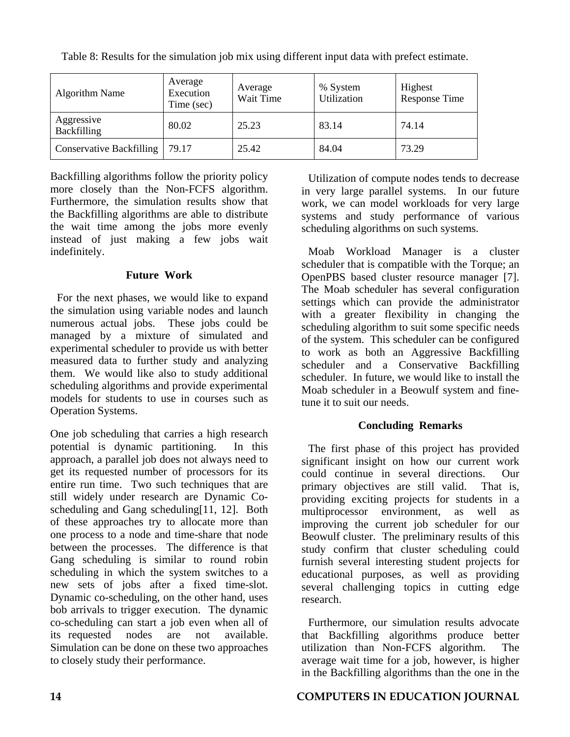Table 8: Results for the simulation job mix using different input data with prefect estimate.

| Algorithm Name | Average Execution Time (sec) | Average Wait Time | % System Utilization | Highest Response Time |
|---|---|---|---|---|
| Aggressive Backfilling | 80.02 | 25.23 | 83.14 | 74.14 |
| Conservative Backfilling | 79.17 | 25.42 | 84.04 | 73.29 |

Backfilling algorithms follow the priority policy more closely than the Non-FCFS algorithm. Furthermore, the simulation results show that the Backfilling algorithms are able to distribute the wait time among the jobs more evenly instead of just making a few jobs wait indefinitely.

## Future Work

For the next phases, we would like to expand the simulation using variable nodes and launch numerous actual jobs. These jobs could be managed by a mixture of simulated and experimental scheduler to provide us with better measured data to further study and analyzing them. We would like also to study additional scheduling algorithms and provide experimental models for students to use in courses such as Operation Systems.

One job scheduling that carries a high research potential is dynamic partitioning. In this approach, a parallel job does not always need to get its requested number of processors for its entire run time. Two such techniques that are still widely under research are Dynamic Co-scheduling and Gang scheduling[11, 12]. Both of these approaches try to allocate more than one process to a node and time-share that node between the processes. The difference is that Gang scheduling is similar to round robin scheduling in which the system switches to a new sets of jobs after a fixed time-slot. Dynamic co-scheduling, on the other hand, uses bob arrivals to trigger execution. The dynamic co-scheduling can start a job even when all of its requested nodes are not available. Simulation can be done on these two approaches to closely study their performance.

Utilization of compute nodes tends to decrease in very large parallel systems. In our future work, we can model workloads for very large systems and study performance of various scheduling algorithms on such systems.

Moab Workload Manager is a cluster scheduler that is compatible with the Torque; an OpenPBS based cluster resource manager [7]. The Moab scheduler has several configuration settings which can provide the administrator with a greater flexibility in changing the scheduling algorithm to suit some specific needs of the system. This scheduler can be configured to work as both an Aggressive Backfilling scheduler and a Conservative Backfilling scheduler. In future, we would like to install the Moab scheduler in a Beowulf system and fine-tune it to suit our needs.

## Concluding Remarks

The first phase of this project has provided significant insight on how our current work could continue in several directions. Our primary objectives are still valid. That is, providing exciting projects for students in a multiprocessor environment, as well as improving the current job scheduler for our Beowulf cluster. The preliminary results of this study confirm that cluster scheduling could furnish several interesting student projects for educational purposes, as well as providing several challenging topics in cutting edge research.

Furthermore, our simulation results advocate that Backfilling algorithms produce better utilization than Non-FCFS algorithm. The average wait time for a job, however, is higher in the Backfilling algorithms than the one in the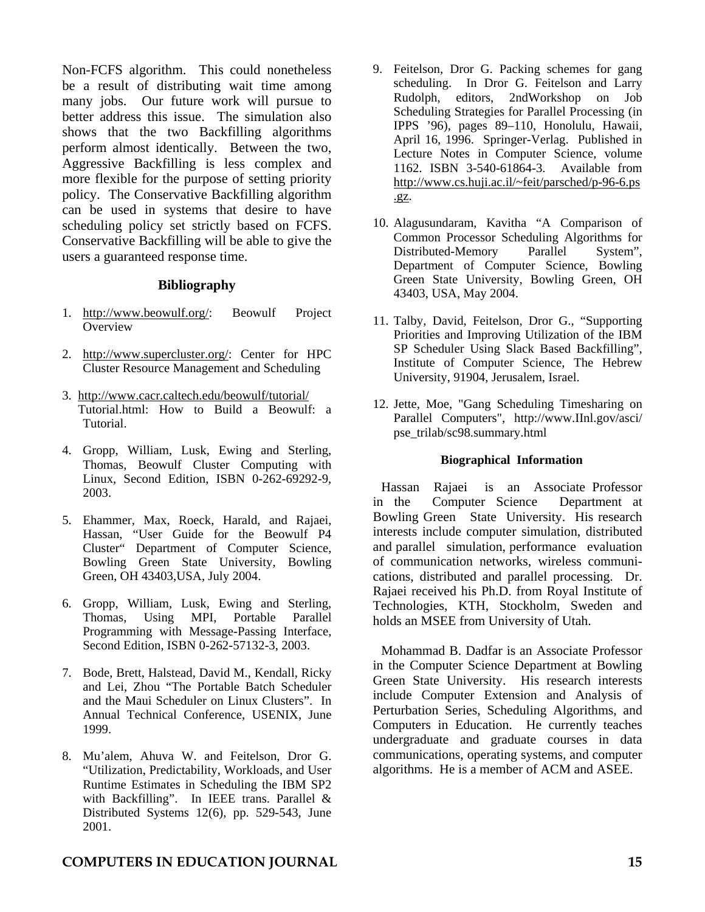Non-FCFS algorithm. This could nonetheless be a result of distributing wait time among many jobs. Our future work will pursue to better address this issue. The simulation also shows that the two Backfilling algorithms perform almost identically. Between the two, Aggressive Backfilling is less complex and more flexible for the purpose of setting priority policy. The Conservative Backfilling algorithm can be used in systems that desire to have scheduling policy set strictly based on FCFS. Conservative Backfilling will be able to give the users a guaranteed response time.

## Bibliography

1. http://www.beowulf.org/: Beowulf Project Overview

2. http://www.supercluster.org/: Center for HPC Cluster Resource Management and Scheduling

3. http://www.cacr.caltech.edu/beowulf/tutorial/ Tutorial.html: How to Build a Beowulf: a Tutorial.

4. Gropp, William, Lusk, Ewing and Sterling, Thomas, Beowulf Cluster Computing with Linux, Second Edition, ISBN 0-262-69292-9, 2003.

5. Ehammer, Max, Roeck, Harald, and Rajaei, Hassan, "User Guide for the Beowulf P4 Cluster" Department of Computer Science, Bowling Green State University, Bowling Green, OH 43403,USA, July 2004.

6. Gropp, William, Lusk, Ewing and Sterling, Thomas, Using MPI, Portable Parallel Programming with Message-Passing Interface, Second Edition, ISBN 0-262-57132-3, 2003.

7. Bode, Brett, Halstead, David M., Kendall, Ricky and Lei, Zhou "The Portable Batch Scheduler and the Maui Scheduler on Linux Clusters". In Annual Technical Conference, USENIX, June 1999.

8. Mu'alem, Ahuva W. and Feitelson, Dror G. "Utilization, Predictability, Workloads, and User Runtime Estimates in Scheduling the IBM SP2 with Backfilling". In IEEE trans. Parallel & Distributed Systems 12(6), pp. 529-543, June 2001.

9. Feitelson, Dror G. Packing schemes for gang scheduling. In Dror G. Feitelson and Larry Rudolph, editors, 2ndWorkshop on Job Scheduling Strategies for Parallel Processing (in IPPS '96), pages 89–110, Honolulu, Hawaii, April 16, 1996. Springer-Verlag. Published in Lecture Notes in Computer Science, volume 1162. ISBN 3-540-61864-3. Available from http://www.cs.huji.ac.il/~feit/parsched/p-96-6.ps.gz.

10. Alagusundaram, Kavitha "A Comparison of Common Processor Scheduling Algorithms for Distributed-Memory Parallel System", Department of Computer Science, Bowling Green State University, Bowling Green, OH 43403, USA, May 2004.

11. Talby, David, Feitelson, Dror G., "Supporting Priorities and Improving Utilization of the IBM SP Scheduler Using Slack Based Backfilling", Institute of Computer Science, The Hebrew University, 91904, Jerusalem, Israel.

12. Jette, Moe, "Gang Scheduling Timesharing on Parallel Computers", http://www.IInl.gov/asci/pse_trilab/sc98.summary.html

## Biographical Information

Hassan Rajaei is an Associate Professor in the Computer Science Department at Bowling Green State University. His research interests include computer simulation, distributed and parallel simulation, performance evaluation of communication networks, wireless communications, distributed and parallel processing. Dr. Rajaei received his Ph.D. from Royal Institute of Technologies, KTH, Stockholm, Sweden and holds an MSEE from University of Utah.

Mohammad B. Dadfar is an Associate Professor in the Computer Science Department at Bowling Green State University. His research interests include Computer Extension and Analysis of Perturbation Series, Scheduling Algorithms, and Computers in Education. He currently teaches undergraduate and graduate courses in data communications, operating systems, and computer algorithms. He is a member of ACM and ASEE.